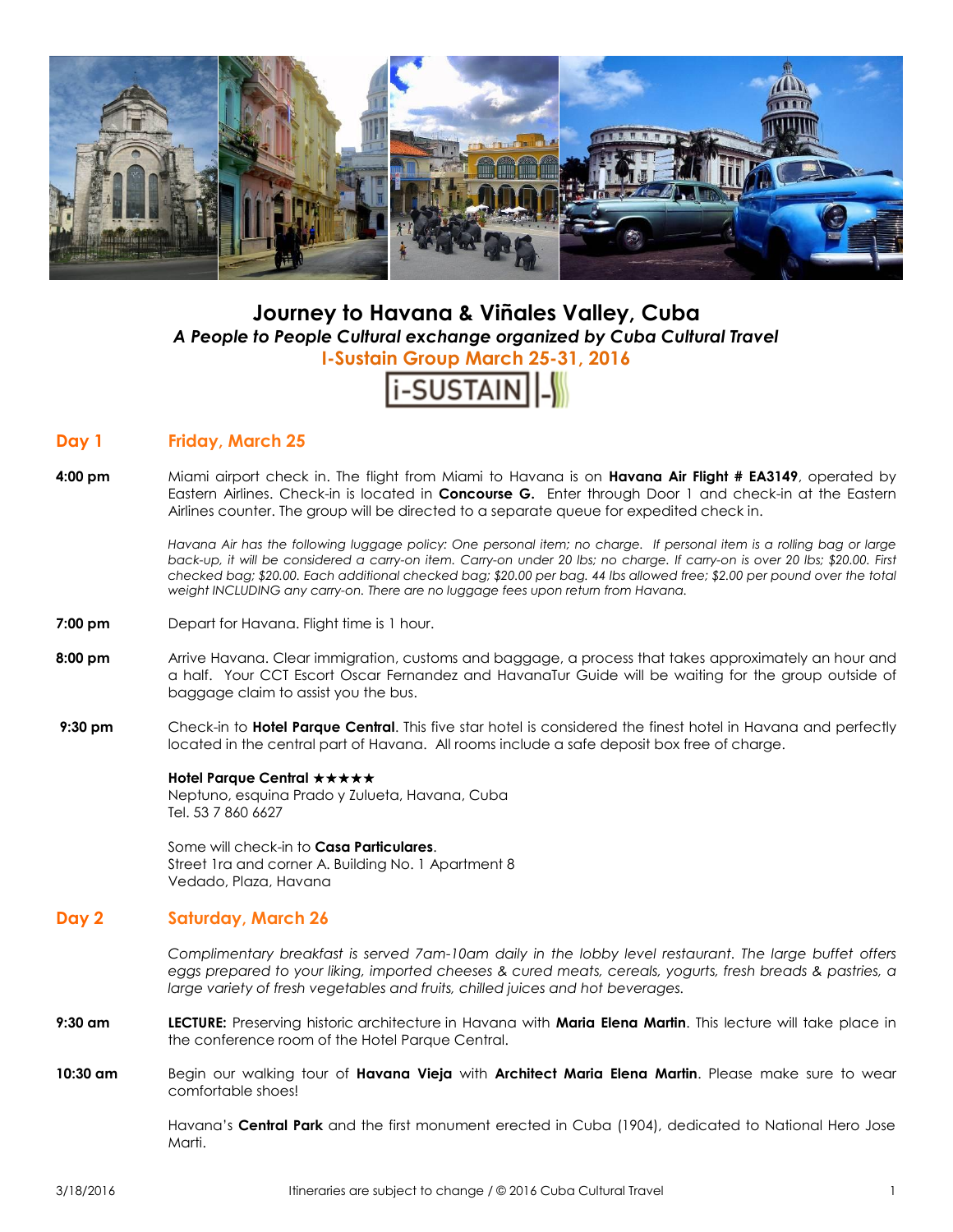# Journey to Havana & Viñales Valley, Cuba

*A People to People Cultural exchange organized by Cuba Cultural Travel*

**I-Sustain Group March 25-31, 2016**

i-SUSTAIN

## Day 1 Friday, March 25

**4:00 pm** Miami airport check in. The flight from Miami to Havana is on **Havana Air Flight # EA3149**, operated by Eastern Airlines. Check-in is located in **Concourse G.** Enter through Door 1 and check-in at the Eastern Airlines counter. The group will be directed to a separate queue for expedited check in.

*Havana Air has the following luggage policy: One personal item; no charge. If personal item is a rolling bag or large back-up, it will be considered a carry-on item. Carry-on under 20 lbs; no charge. If carry-on is over 20 lbs; $20.00. First checked bag; $20.00. Each additional checked bag; $20.00 per bag. 44 lbs allowed free; $2.00 per pound over the total weight INCLUDING any carry-on. There are no luggage fees upon return from Havana.*

**7:00 pm** Depart for Havana. Flight time is 1 hour.

**8:00 pm** Arrive Havana. Clear immigration, customs and baggage, a process that takes approximately an hour and a half. Your CCT Escort Oscar Fernandez and HavanaTur Guide will be waiting for the group outside of baggage claim to assist you the bus.

**9:30 pm** Check-in to **Hotel Parque Central**. This five star hotel is considered the finest hotel in Havana and perfectly located in the central part of Havana. All rooms include a safe deposit box free of charge.

**Hotel Parque Central ★★★★★**
Neptuno, esquina Prado y Zulueta, Havana, Cuba
Tel. 53 7 860 6627

Some will check-in to **Casa Particulares**.
Street 1ra and corner A. Building No. 1 Apartment 8
Vedado, Plaza, Havana

## Day 2 Saturday, March 26

*Complimentary breakfast is served 7am-10am daily in the lobby level restaurant. The large buffet offers eggs prepared to your liking, imported cheeses & cured meats, cereals, yogurts, fresh breads & pastries, a large variety of fresh vegetables and fruits, chilled juices and hot beverages.*

**9:30 am** **LECTURE:** Preserving historic architecture in Havana with **Maria Elena Martin**. This lecture will take place in the conference room of the Hotel Parque Central.

**10:30 am** Begin our walking tour of **Havana Vieja** with **Architect Maria Elena Martin**. Please make sure to wear comfortable shoes!

Havana's **Central Park** and the first monument erected in Cuba (1904), dedicated to National Hero Jose Marti.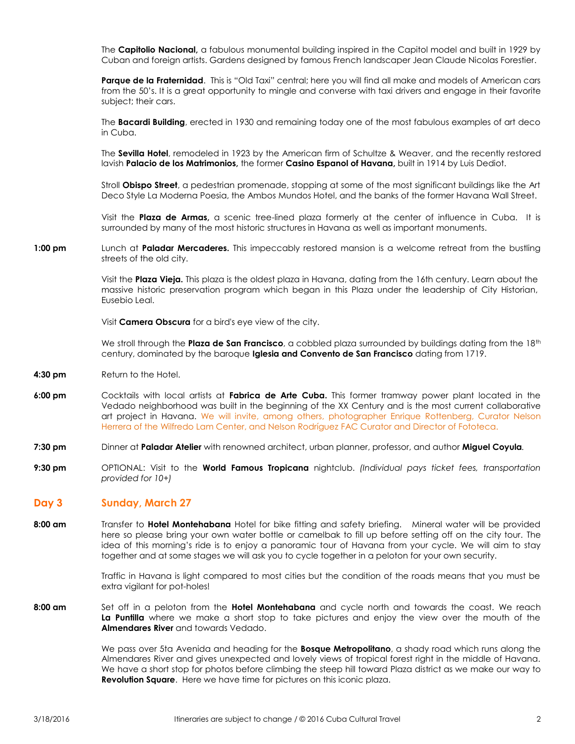The **Capitolio Nacional,** a fabulous monumental building inspired in the Capitol model and built in 1929 by Cuban and foreign artists. Gardens designed by famous French landscaper Jean Claude Nicolas Forestier.

**Parque de la Fraternidad**. This is "Old Taxi" central; here you will find all make and models of American cars from the 50's. It is a great opportunity to mingle and converse with taxi drivers and engage in their favorite subject; their cars.

The **Bacardi Building**, erected in 1930 and remaining today one of the most fabulous examples of art deco in Cuba.

The **Sevilla Hotel**, remodeled in 1923 by the American firm of Schultze & Weaver, and the recently restored lavish **Palacio de los Matrimonios,** the former **Casino Espanol of Havana,** built in 1914 by Luis Dediot.

Stroll **Obispo Street**, a pedestrian promenade, stopping at some of the most significant buildings like the Art Deco Style La Moderna Poesia, the Ambos Mundos Hotel, and the banks of the former Havana Wall Street.

Visit the **Plaza de Armas,** a scenic tree-lined plaza formerly at the center of influence in Cuba. It is surrounded by many of the most historic structures in Havana as well as important monuments.

**1:00 pm** Lunch at **Paladar Mercaderes.** This impeccably restored mansion is a welcome retreat from the bustling streets of the old city.

Visit the **Plaza Vieja.** This plaza is the oldest plaza in Havana, dating from the 16th century. Learn about the massive historic preservation program which began in this Plaza under the leadership of City Historian, Eusebio Leal.

Visit **Camera Obscura** for a bird's eye view of the city.

We stroll through the **Plaza de San Francisco**, a cobbled plaza surrounded by buildings dating from the 18th century, dominated by the baroque **Iglesia and Convento de San Francisco** dating from 1719.

**4:30 pm** Return to the Hotel.

**6:00 pm** Cocktails with local artists at **Fabrica de Arte Cuba.** This former tramway power plant located in the Vedado neighborhood was built in the beginning of the XX Century and is the most current collaborative art project in Havana. We will invite, among others, photographer Enrique Rottenberg, Curator Nelson Herrera of the Wilfredo Lam Center, and Nelson Rodríguez FAC Curator and Director of Fototeca.

**7:30 pm** Dinner at **Paladar Atelier** with renowned architect, urban planner, professor, and author **Miguel Coyula**.

**9:30 pm** OPTIONAL: Visit to the **World Famous Tropicana** nightclub. *(Individual pays ticket fees, transportation provided for 10+)*

## Day 3 Sunday, March 27

**8:00 am** Transfer to **Hotel Montehabana** Hotel for bike fitting and safety briefing. Mineral water will be provided here so please bring your own water bottle or camelbak to fill up before setting off on the city tour. The idea of this morning's ride is to enjoy a panoramic tour of Havana from your cycle. We will aim to stay together and at some stages we will ask you to cycle together in a peloton for your own security.

Traffic in Havana is light compared to most cities but the condition of the roads means that you must be extra vigilant for pot-holes!

**8:00 am** Set off in a peloton from the **Hotel Montehabana** and cycle north and towards the coast. We reach **La Puntilla** where we make a short stop to take pictures and enjoy the view over the mouth of the **Almendares River** and towards Vedado.

We pass over 5ta Avenida and heading for the **Bosque Metropolitano**, a shady road which runs along the Almendares River and gives unexpected and lovely views of tropical forest right in the middle of Havana. We have a short stop for photos before climbing the steep hill toward Plaza district as we make our way to **Revolution Square**. Here we have time for pictures on this iconic plaza.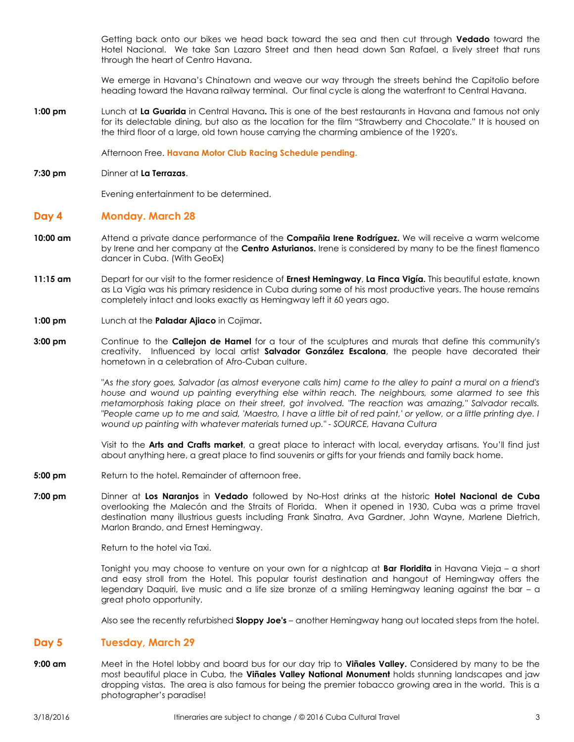Getting back onto our bikes we head back toward the sea and then cut through **Vedado** toward the Hotel Nacional. We take San Lazaro Street and then head down San Rafael, a lively street that runs through the heart of Centro Havana.

We emerge in Havana's Chinatown and weave our way through the streets behind the Capitolio before heading toward the Havana railway terminal. Our final cycle is along the waterfront to Central Havana.

**1:00 pm** Lunch at **La Guarida** in Central Havana**.** This is one of the best restaurants in Havana and famous not only for its delectable dining, but also as the location for the film "Strawberry and Chocolate." It is housed on the third floor of a large, old town house carrying the charming ambience of the 1920's.

Afternoon Free. **Havana Motor Club Racing Schedule pending.**

**7:30 pm** Dinner at **La Terrazas**.

Evening entertainment to be determined.

## Day 4 Monday. March 28

**10:00 am** Attend a private dance performance of the **Compañia Irene Rodríguez.** We will receive a warm welcome by Irene and her company at the **Centro Asturianos.** Irene is considered by many to be the finest flamenco dancer in Cuba. (With GeoEx)

**11:15 am** Depart for our visit to the former residence of **Ernest Hemingway**, **La Finca Vigía.** This beautiful estate, known as La Vigía was his primary residence in Cuba during some of his most productive years. The house remains completely intact and looks exactly as Hemingway left it 60 years ago.

**1:00 pm** Lunch at the **Paladar Ajiaco** in Cojimar**.**

**3:00 pm** Continue to the **Callejon de Hamel** for a tour of the sculptures and murals that define this community's creativity. Influenced by local artist **Salvador González Escalona**, the people have decorated their hometown in a celebration of Afro-Cuban culture.

*"As the story goes, Salvador (as almost everyone calls him) came to the alley to paint a mural on a friend's house and wound up painting everything else within reach. The neighbours, some alarmed to see this metamorphosis taking place on their street, got involved. "The reaction was amazing," Salvador recalls. "People came up to me and said, 'Maestro, I have a little bit of red paint,' or yellow, or a little printing dye. I wound up painting with whatever materials turned up." - SOURCE, Havana Cultura*

Visit to the **Arts and Crafts market**, a great place to interact with local, everyday artisans. You'll find just about anything here, a great place to find souvenirs or gifts for your friends and family back home.

**5:00 pm** Return to the hotel. Remainder of afternoon free.

**7:00 pm** Dinner at **Los Naranjos** in **Vedado** followed by No-Host drinks at the historic **Hotel Nacional de Cuba** overlooking the Malecón and the Straits of Florida. When it opened in 1930, Cuba was a prime travel destination many illustrious guests including Frank Sinatra, Ava Gardner, John Wayne, Marlene Dietrich, Marlon Brando, and Ernest Hemingway.

Return to the hotel via Taxi.

Tonight you may choose to venture on your own for a nightcap at **Bar Floridita** in Havana Vieja – a short and easy stroll from the Hotel. This popular tourist destination and hangout of Hemingway offers the legendary Daquiri, live music and a life size bronze of a smiling Hemingway leaning against the bar – a great photo opportunity.

Also see the recently refurbished **Sloppy Joe's** – another Hemingway hang out located steps from the hotel.

## Day 5 Tuesday, March 29

**9:00 am** Meet in the Hotel lobby and board bus for our day trip to **Viñales Valley.** Considered by many to be the most beautiful place in Cuba, the **Viñales Valley National Monument** holds stunning landscapes and jaw dropping vistas. The area is also famous for being the premier tobacco growing area in the world. This is a photographer's paradise!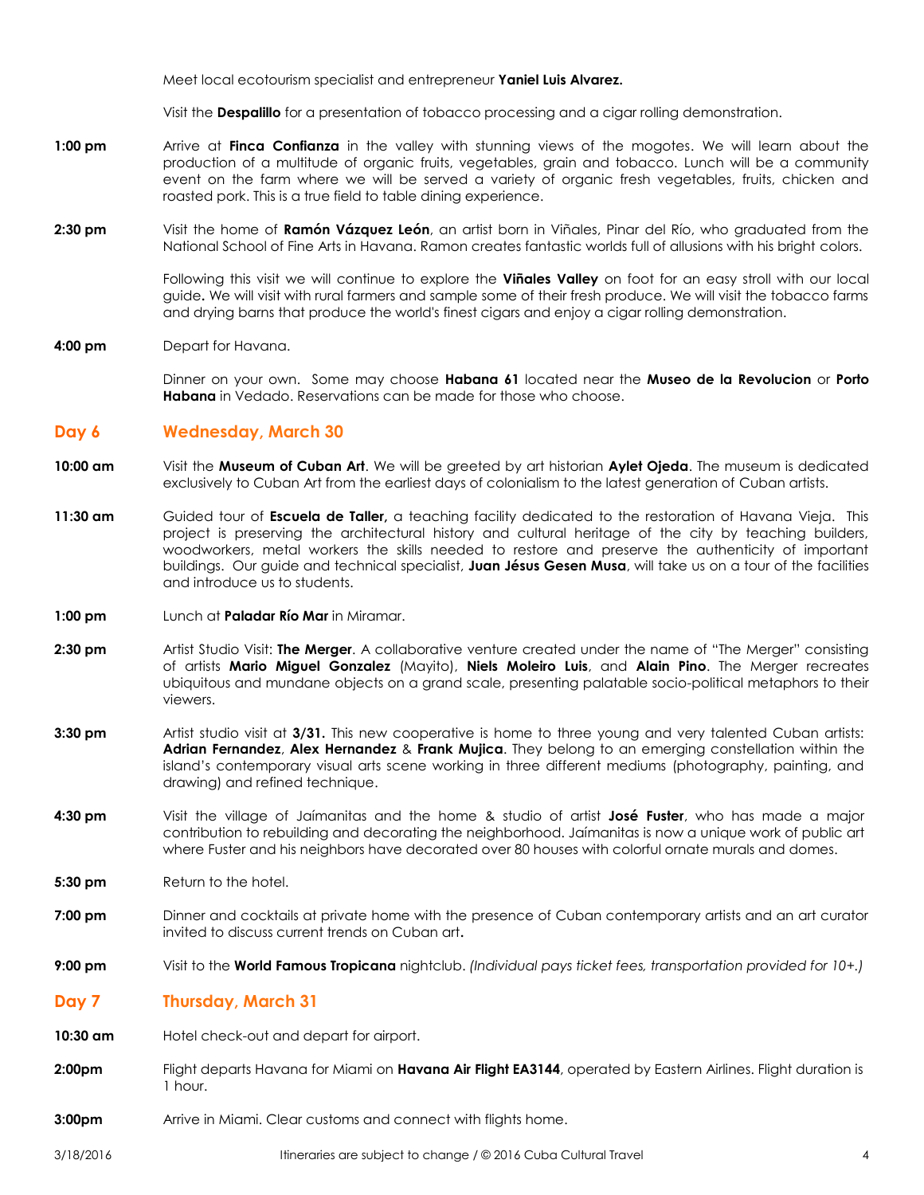Meet local ecotourism specialist and entrepreneur **Yaniel Luis Alvarez.**

Visit the **Despalillo** for a presentation of tobacco processing and a cigar rolling demonstration.

**1:00 pm** Arrive at **Finca Confianza** in the valley with stunning views of the mogotes. We will learn about the production of a multitude of organic fruits, vegetables, grain and tobacco. Lunch will be a community event on the farm where we will be served a variety of organic fresh vegetables, fruits, chicken and roasted pork. This is a true field to table dining experience.

**2:30 pm** Visit the home of **Ramón Vázquez León**, an artist born in Viñales, Pinar del Río, who graduated from the National School of Fine Arts in Havana. Ramon creates fantastic worlds full of allusions with his bright colors.

Following this visit we will continue to explore the **Viñales Valley** on foot for an easy stroll with our local guide**.** We will visit with rural farmers and sample some of their fresh produce. We will visit the tobacco farms and drying barns that produce the world's finest cigars and enjoy a cigar rolling demonstration.

**4:00 pm** Depart for Havana.

Dinner on your own. Some may choose **Habana 61** located near the **Museo de la Revolucion** or **Porto Habana** in Vedado. Reservations can be made for those who choose.

## Day 6 Wednesday, March 30

**10:00 am** Visit the **Museum of Cuban Art**. We will be greeted by art historian **Aylet Ojeda**. The museum is dedicated exclusively to Cuban Art from the earliest days of colonialism to the latest generation of Cuban artists.

**11:30 am** Guided tour of **Escuela de Taller,** a teaching facility dedicated to the restoration of Havana Vieja. This project is preserving the architectural history and cultural heritage of the city by teaching builders, woodworkers, metal workers the skills needed to restore and preserve the authenticity of important buildings. Our guide and technical specialist, **Juan Jésus Gesen Musa**, will take us on a tour of the facilities and introduce us to students.

**1:00 pm** Lunch at **Paladar Río Mar** in Miramar.

**2:30 pm** Artist Studio Visit: **The Merger**. A collaborative venture created under the name of "The Merger" consisting of artists **Mario Miguel Gonzalez** (Mayito), **Niels Moleiro Luis**, and **Alain Pino**. The Merger recreates ubiquitous and mundane objects on a grand scale, presenting palatable socio-political metaphors to their viewers.

**3:30 pm** Artist studio visit at **3/31.** This new cooperative is home to three young and very talented Cuban artists: **Adrian Fernandez**, **Alex Hernandez** & **Frank Mujica**. They belong to an emerging constellation within the island's contemporary visual arts scene working in three different mediums (photography, painting, and drawing) and refined technique.

**4:30 pm** Visit the village of Jaímanitas and the home & studio of artist **José Fuster**, who has made a major contribution to rebuilding and decorating the neighborhood. Jaímanitas is now a unique work of public art where Fuster and his neighbors have decorated over 80 houses with colorful ornate murals and domes.

**5:30 pm** Return to the hotel.

**7:00 pm** Dinner and cocktails at private home with the presence of Cuban contemporary artists and an art curator invited to discuss current trends on Cuban art**.**

**9:00 pm** Visit to the **World Famous Tropicana** nightclub. *(Individual pays ticket fees, transportation provided for 10+.)*

## Day 7 Thursday, March 31

**10:30 am** Hotel check-out and depart for airport.

**2:00pm** Flight departs Havana for Miami on **Havana Air Flight EA3144**, operated by Eastern Airlines. Flight duration is 1 hour.

**3:00pm** Arrive in Miami. Clear customs and connect with flights home.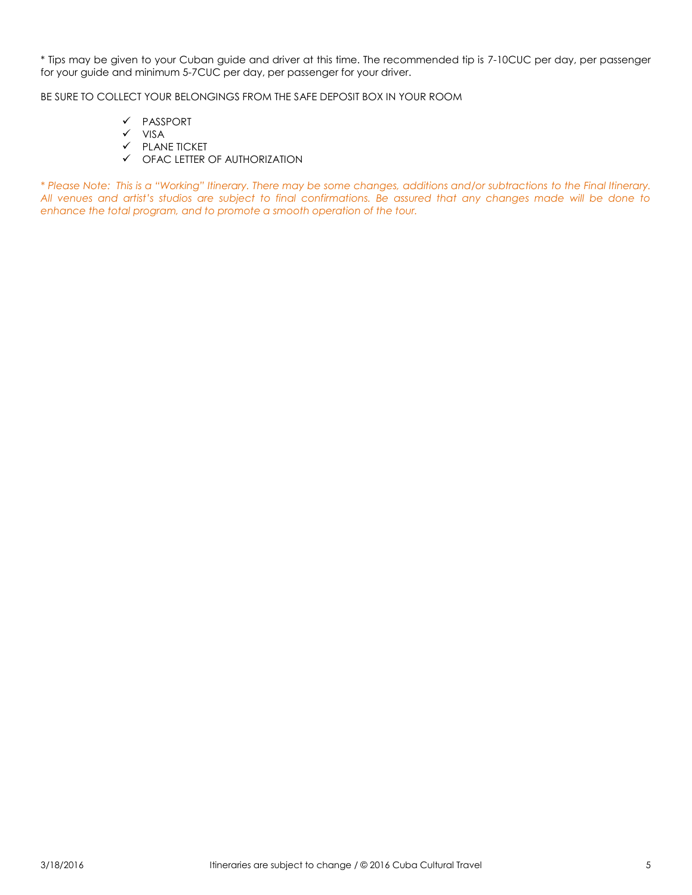* Tips may be given to your Cuban guide and driver at this time. The recommended tip is 7-10CUC per day, per passenger for your guide and minimum 5-7CUC per day, per passenger for your driver.

BE SURE TO COLLECT YOUR BELONGINGS FROM THE SAFE DEPOSIT BOX IN YOUR ROOM

- ✓ PASSPORT
- ✓ VISA
- ✓ PLANE TICKET
- ✓ OFAC LETTER OF AUTHORIZATION

*\* Please Note: This is a "Working" Itinerary. There may be some changes, additions and/or subtractions to the Final Itinerary. All venues and artist's studios are subject to final confirmations. Be assured that any changes made will be done to enhance the total program, and to promote a smooth operation of the tour.*